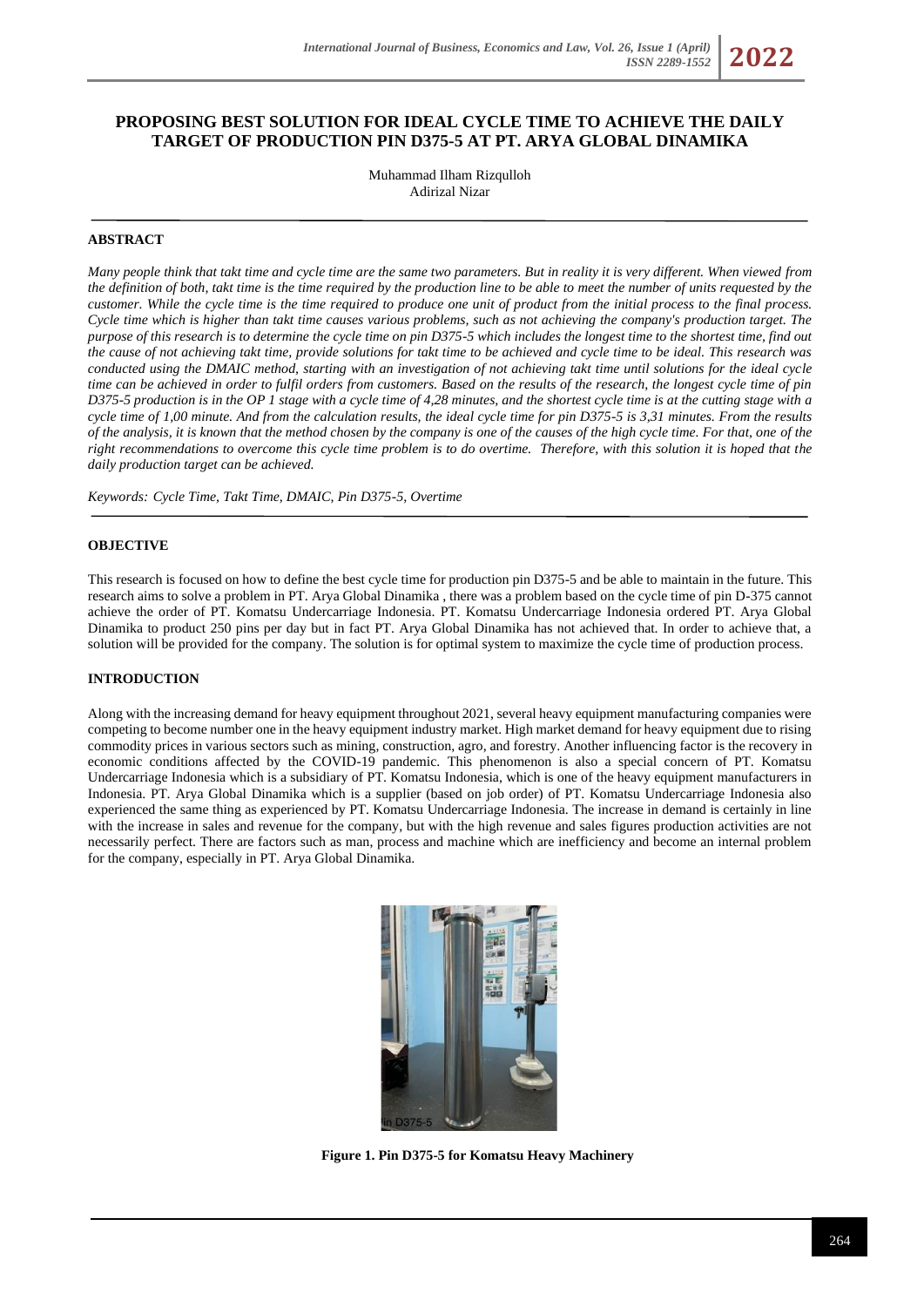# PROPOSING BEST SOLUTION FOR IDEAL CYCLE TIME TO ACHIEVE THE DAILY TARGET OF PRODUCTION PIN D375-5 AT PT. ARYA GLOBAL DINAMIKA

Muhammad Ilham Rizqulloh
Adirizal Nizar

## ABSTRACT

*Many people think that takt time and cycle time are the same two parameters. But in reality it is very different. When viewed from the definition of both, takt time is the time required by the production line to be able to meet the number of units requested by the customer. While the cycle time is the time required to produce one unit of product from the initial process to the final process. Cycle time which is higher than takt time causes various problems, such as not achieving the company's production target. The purpose of this research is to determine the cycle time on pin D375-5 which includes the longest time to the shortest time, find out the cause of not achieving takt time, provide solutions for takt time to be achieved and cycle time to be ideal. This research was conducted using the DMAIC method, starting with an investigation of not achieving takt time until solutions for the ideal cycle time can be achieved in order to fulfil orders from customers. Based on the results of the research, the longest cycle time of pin D375-5 production is in the OP 1 stage with a cycle time of 4,28 minutes, and the shortest cycle time is at the cutting stage with a cycle time of 1,00 minute. And from the calculation results, the ideal cycle time for pin D375-5 is 3,31 minutes. From the results of the analysis, it is known that the method chosen by the company is one of the causes of the high cycle time. For that, one of the right recommendations to overcome this cycle time problem is to do overtime. Therefore, with this solution it is hoped that the daily production target can be achieved.*

*Keywords: Cycle Time, Takt Time, DMAIC, Pin D375-5, Overtime*

## OBJECTIVE

This research is focused on how to define the best cycle time for production pin D375-5 and be able to maintain in the future. This research aims to solve a problem in PT. Arya Global Dinamika , there was a problem based on the cycle time of pin D-375 cannot achieve the order of PT. Komatsu Undercarriage Indonesia. PT. Komatsu Undercarriage Indonesia ordered PT. Arya Global Dinamika to product 250 pins per day but in fact PT. Arya Global Dinamika has not achieved that. In order to achieve that, a solution will be provided for the company. The solution is for optimal system to maximize the cycle time of production process.

## INTRODUCTION

Along with the increasing demand for heavy equipment throughout 2021, several heavy equipment manufacturing companies were competing to become number one in the heavy equipment industry market. High market demand for heavy equipment due to rising commodity prices in various sectors such as mining, construction, agro, and forestry. Another influencing factor is the recovery in economic conditions affected by the COVID-19 pandemic. This phenomenon is also a special concern of PT. Komatsu Undercarriage Indonesia which is a subsidiary of PT. Komatsu Indonesia, which is one of the heavy equipment manufacturers in Indonesia. PT. Arya Global Dinamika which is a supplier (based on job order) of PT. Komatsu Undercarriage Indonesia also experienced the same thing as experienced by PT. Komatsu Undercarriage Indonesia. The increase in demand is certainly in line with the increase in sales and revenue for the company, but with the high revenue and sales figures production activities are not necessarily perfect. There are factors such as man, process and machine which are inefficiency and become an internal problem for the company, especially in PT. Arya Global Dinamika.

**Figure 1. Pin D375-5 for Komatsu Heavy Machinery**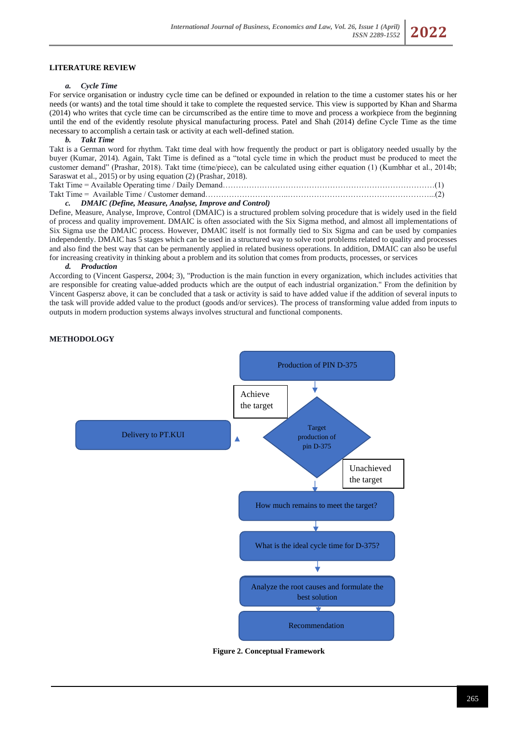## LITERATURE REVIEW

### a. *Cycle Time*

For service organisation or industry cycle time can be defined or expounded in relation to the time a customer states his or her needs (or wants) and the total time should it take to complete the requested service. This view is supported by Khan and Sharma (2014) who writes that cycle time can be circumscribed as the entire time to move and process a workpiece from the beginning until the end of the evidently resolute physical manufacturing process. Patel and Shah (2014) define Cycle Time as the time necessary to accomplish a certain task or activity at each well-defined station.

### b. *Takt Time*

Takt is a German word for rhythm. Takt time deal with how frequently the product or part is obligatory needed usually by the buyer (Kumar, 2014). Again, Takt Time is defined as a "total cycle time in which the product must be produced to meet the customer demand" (Prashar, 2018). Takt time (time/piece), can be calculated using either equation (1) (Kumbhar et al., 2014b; Saraswat et al., 2015) or by using equation (2) (Prashar, 2018).

Takt Time = Available Operating time / Daily Demand……………………………………………………………………(1)

Takt Time = Available Time / Customer demand…………………………..………………………………………………...(2)

### c. *DMAIC (Define, Measure, Analyse, Improve and Control)*

Define, Measure, Analyse, Improve, Control (DMAIC) is a structured problem solving procedure that is widely used in the field of process and quality improvement. DMAIC is often associated with the Six Sigma method, and almost all implementations of Six Sigma use the DMAIC process. However, DMAIC itself is not formally tied to Six Sigma and can be used by companies independently. DMAIC has 5 stages which can be used in a structured way to solve root problems related to quality and processes and also find the best way that can be permanently applied in related business operations. In addition, DMAIC can also be useful for increasing creativity in thinking about a problem and its solution that comes from products, processes, or services

### d. *Production*

According to (Vincent Gaspersz, 2004; 3), "Production is the main function in every organization, which includes activities that are responsible for creating value-added products which are the output of each industrial organization." From the definition by Vincent Gaspersz above, it can be concluded that a task or activity is said to have added value if the addition of several inputs to the task will provide added value to the product (goods and/or services). The process of transforming value added from inputs to outputs in modern production systems always involves structural and functional components.

## METHODOLOGY

Production of PIN D-375 → Target production of pin D-375
- Achieve the target → Delivery to PT.KUI
- Unachieved the target → How much remains to meet the target? → What is the ideal cycle time for D-375? → Analyze the root causes and formulate the best solution → Recommendation

**Figure 2. Conceptual Framework**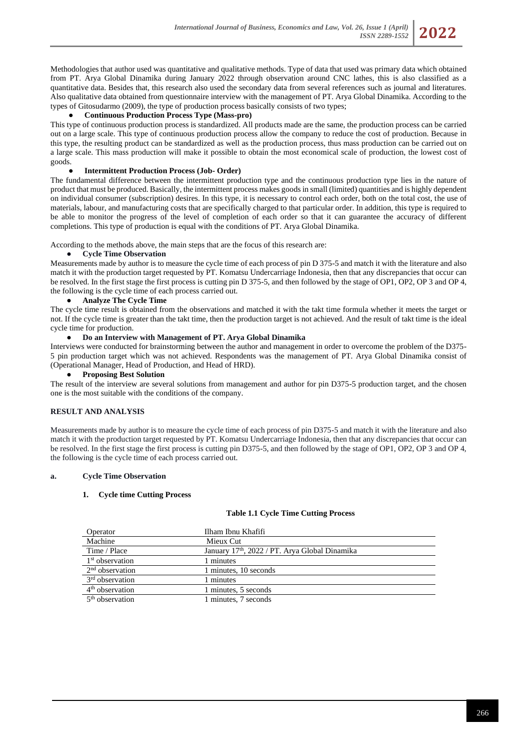Methodologies that author used was quantitative and qualitative methods. Type of data that used was primary data which obtained from PT. Arya Global Dinamika during January 2022 through observation around CNC lathes, this is also classified as a quantitative data. Besides that, this research also used the secondary data from several references such as journal and literatures. Also qualitative data obtained from questionnaire interview with the management of PT. Arya Global Dinamika. According to the types of Gitosudarmo (2009), the type of production process basically consists of two types;

- **Continuous Production Process Type (Mass-pro)**

This type of continuous production process is standardized. All products made are the same, the production process can be carried out on a large scale. This type of continuous production process allow the company to reduce the cost of production. Because in this type, the resulting product can be standardized as well as the production process, thus mass production can be carried out on a large scale. This mass production will make it possible to obtain the most economical scale of production, the lowest cost of goods.

- **Intermittent Production Process (Job- Order)**

The fundamental difference between the intermittent production type and the continuous production type lies in the nature of product that must be produced. Basically, the intermittent process makes goods in small (limited) quantities and is highly dependent on individual consumer (subscription) desires. In this type, it is necessary to control each order, both on the total cost, the use of materials, labour, and manufacturing costs that are specifically charged to that particular order. In addition, this type is required to be able to monitor the progress of the level of completion of each order so that it can guarantee the accuracy of different completions. This type of production is equal with the conditions of PT. Arya Global Dinamika.

According to the methods above, the main steps that are the focus of this research are:

- **Cycle Time Observation**

Measurements made by author is to measure the cycle time of each process of pin D 375-5 and match it with the literature and also match it with the production target requested by PT. Komatsu Undercarriage Indonesia, then that any discrepancies that occur can be resolved. In the first stage the first process is cutting pin D 375-5, and then followed by the stage of OP1, OP2, OP 3 and OP 4, the following is the cycle time of each process carried out.

- **Analyze The Cycle Time**

The cycle time result is obtained from the observations and matched it with the takt time formula whether it meets the target or not. If the cycle time is greater than the takt time, then the production target is not achieved. And the result of takt time is the ideal cycle time for production.

- **Do an Interview with Management of PT. Arya Global Dinamika**

Interviews were conducted for brainstorming between the author and management in order to overcome the problem of the D375-5 pin production target which was not achieved. Respondents was the management of PT. Arya Global Dinamika consist of (Operational Manager, Head of Production, and Head of HRD).

- **Proposing Best Solution**

The result of the interview are several solutions from management and author for pin D375-5 production target, and the chosen one is the most suitable with the conditions of the company.

## RESULT AND ANALYSIS

Measurements made by author is to measure the cycle time of each process of pin D375-5 and match it with the literature and also match it with the production target requested by PT. Komatsu Undercarriage Indonesia, then that any discrepancies that occur can be resolved. In the first stage the first process is cutting pin D375-5, and then followed by the stage of OP1, OP2, OP 3 and OP 4, the following is the cycle time of each process carried out.

### a. Cycle Time Observation

#### 1. Cycle time Cutting Process

**Table 1.1 Cycle Time Cutting Process**

| Operator | Ilham Ibnu Khafifi |
|---|---|
| Machine | Mieux Cut |
| Time / Place | January 17th, 2022 / PT. Arya Global Dinamika |
| 1st observation | 1 minutes |
| 2nd observation | 1 minutes, 10 seconds |
| 3rd observation | 1 minutes |
| 4th observation | 1 minutes, 5 seconds |
| 5th observation | 1 minutes, 7 seconds |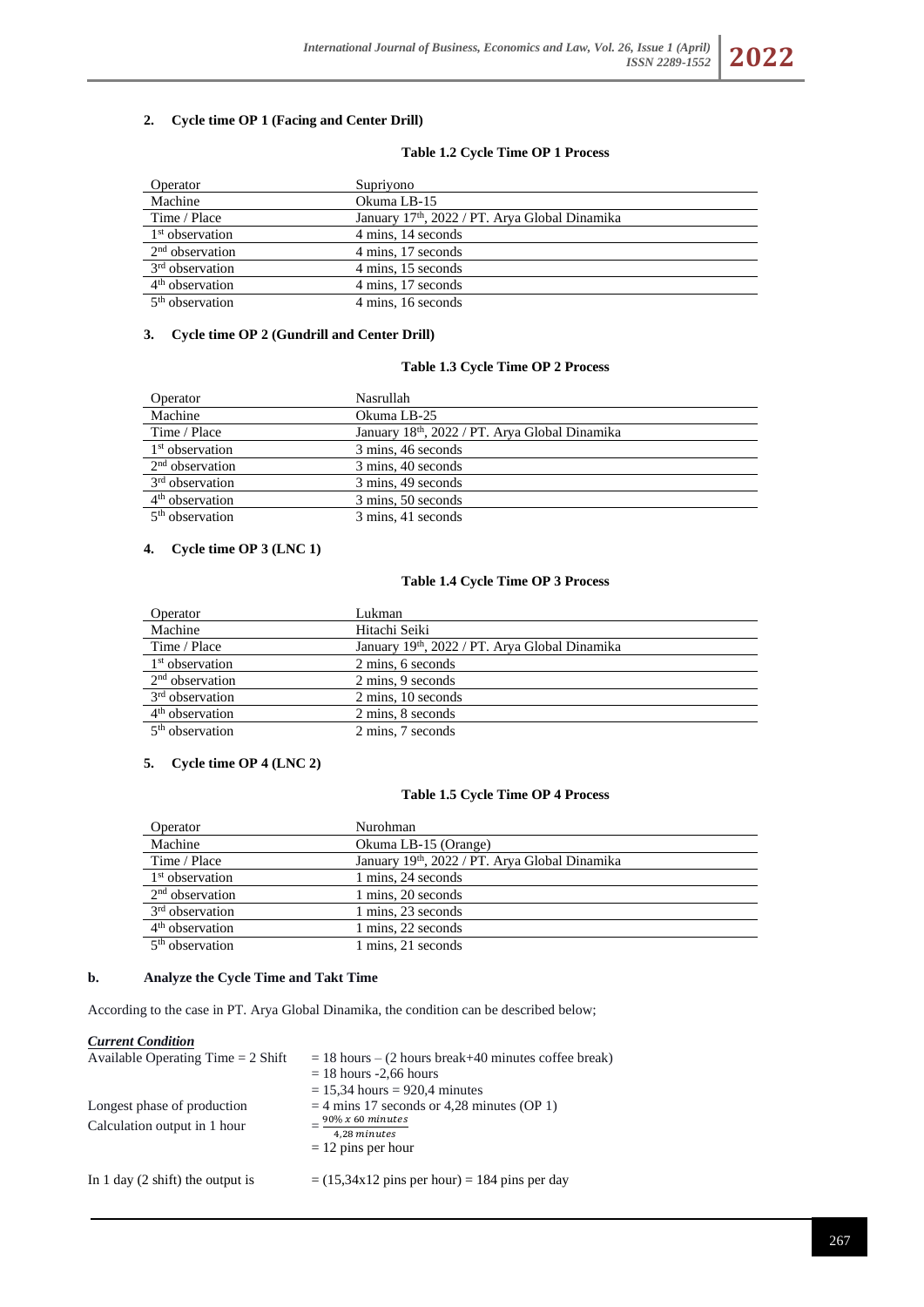**2. Cycle time OP 1 (Facing and Center Drill)**

**Table 1.2 Cycle Time OP 1 Process**

| Operator | Supriyono |
|---|---|
| Machine | Okuma LB-15 |
| Time / Place | January 17th, 2022 / PT. Arya Global Dinamika |
| 1st observation | 4 mins, 14 seconds |
| 2nd observation | 4 mins, 17 seconds |
| 3rd observation | 4 mins, 15 seconds |
| 4th observation | 4 mins, 17 seconds |
| 5th observation | 4 mins, 16 seconds |

**3. Cycle time OP 2 (Gundrill and Center Drill)**

**Table 1.3 Cycle Time OP 2 Process**

| Operator | Nasrullah |
|---|---|
| Machine | Okuma LB-25 |
| Time / Place | January 18th, 2022 / PT. Arya Global Dinamika |
| 1st observation | 3 mins, 46 seconds |
| 2nd observation | 3 mins, 40 seconds |
| 3rd observation | 3 mins, 49 seconds |
| 4th observation | 3 mins, 50 seconds |
| 5th observation | 3 mins, 41 seconds |

**4. Cycle time OP 3 (LNC 1)**

**Table 1.4 Cycle Time OP 3 Process**

| Operator | Lukman |
|---|---|
| Machine | Hitachi Seiki |
| Time / Place | January 19th, 2022 / PT. Arya Global Dinamika |
| 1st observation | 2 mins, 6 seconds |
| 2nd observation | 2 mins, 9 seconds |
| 3rd observation | 2 mins, 10 seconds |
| 4th observation | 2 mins, 8 seconds |
| 5th observation | 2 mins, 7 seconds |

**5. Cycle time OP 4 (LNC 2)**

**Table 1.5 Cycle Time OP 4 Process**

| Operator | Nurohman |
|---|---|
| Machine | Okuma LB-15 (Orange) |
| Time / Place | January 19th, 2022 / PT. Arya Global Dinamika |
| 1st observation | 1 mins, 24 seconds |
| 2nd observation | 1 mins, 20 seconds |
| 3rd observation | 1 mins, 23 seconds |
| 4th observation | 1 mins, 22 seconds |
| 5th observation | 1 mins, 21 seconds |

**b. Analyze the Cycle Time and Takt Time**

According to the case in PT. Arya Global Dinamika, the condition can be described below;

***Current Condition***

Available Operating Time = 2 Shift = 18 hours – (2 hours break+40 minutes coffee break)
= 18 hours -2,66 hours
= 15,34 hours = 920,4 minutes

Longest phase of production = 4 mins 17 seconds or 4,28 minutes (OP 1)

Calculation output in 1 hour $= \frac{90\% \times 60 \text{ minutes}}{4{,}28 \text{ minutes}}$
= 12 pins per hour

In 1 day (2 shift) the output is = (15,34x12 pins per hour) = 184 pins per day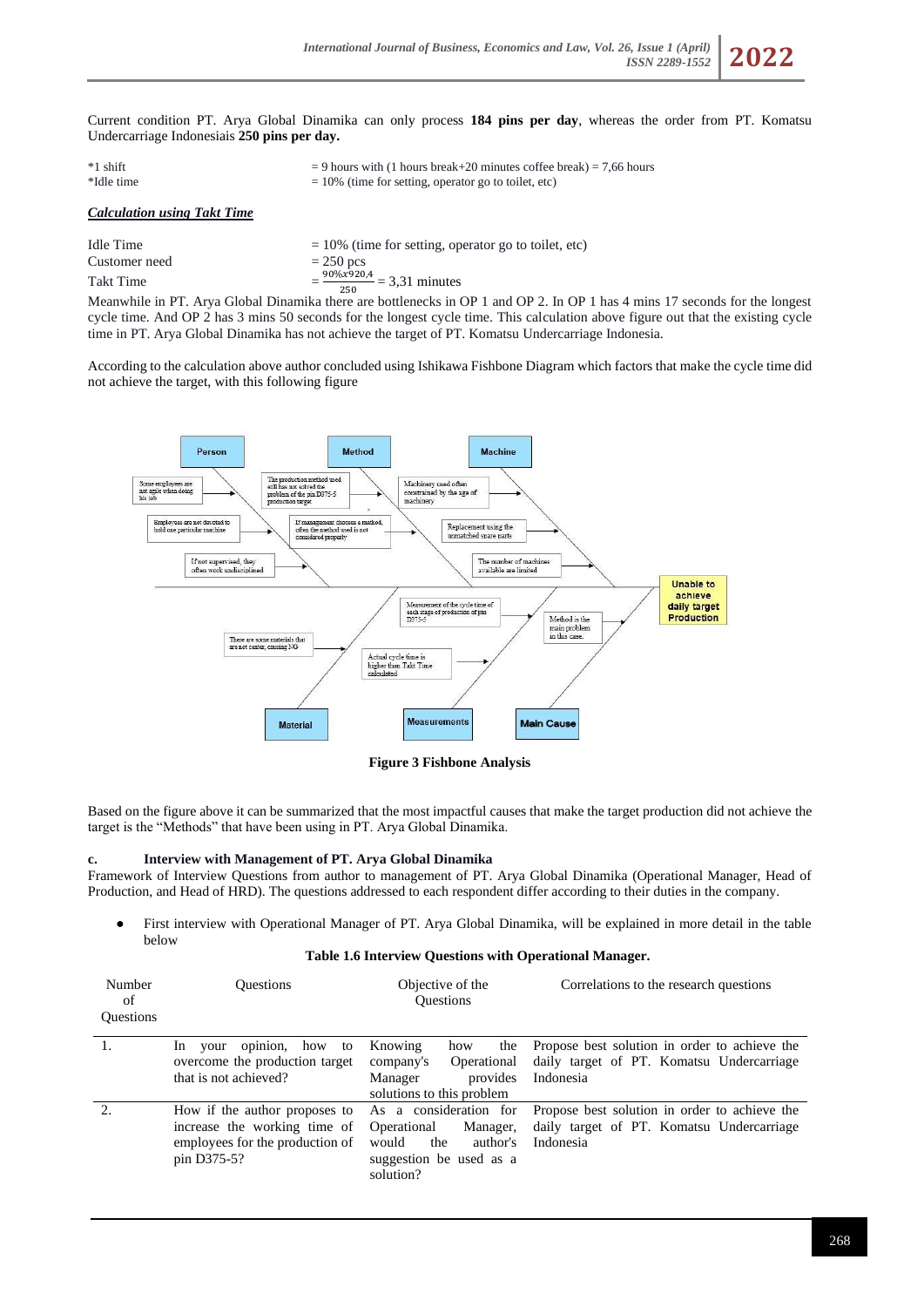Current condition PT. Arya Global Dinamika can only process **184 pins per day**, whereas the order from PT. Komatsu Undercarriage Indonesiais **250 pins per day.**

| | |
|---|---|
| *1 shift | = 9 hours with (1 hours break+20 minutes coffee break) = 7,66 hours |
| *Idle time | = 10% (time for setting, operator go to toilet, etc) |

***Calculation using Takt Time***

| | |
|---|---|
| Idle Time | = 10% (time for setting, operator go to toilet, etc) |
| Customer need | = 250 pcs |
| Takt Time | $= \frac{90\% x 920,4}{250} = 3,31$ minutes |

Meanwhile in PT. Arya Global Dinamika there are bottlenecks in OP 1 and OP 2. In OP 1 has 4 mins 17 seconds for the longest cycle time. And OP 2 has 3 mins 50 seconds for the longest cycle time. This calculation above figure out that the existing cycle time in PT. Arya Global Dinamika has not achieve the target of PT. Komatsu Undercarriage Indonesia.

According to the calculation above author concluded using Ishikawa Fishbone Diagram which factors that make the cycle time did not achieve the target, with this following figure

**Figure 3 Fishbone Analysis**

Based on the figure above it can be summarized that the most impactful causes that make the target production did not achieve the target is the "Methods" that have been using in PT. Arya Global Dinamika.

**c. Interview with Management of PT. Arya Global Dinamika**

Framework of Interview Questions from author to management of PT. Arya Global Dinamika (Operational Manager, Head of Production, and Head of HRD). The questions addressed to each respondent differ according to their duties in the company.

- First interview with Operational Manager of PT. Arya Global Dinamika, will be explained in more detail in the table below

**Table 1.6 Interview Questions with Operational Manager.**

| Number of Questions | Questions | Objective of the Questions | Correlations to the research questions |
|---|---|---|---|
| 1. | In your opinion, how to overcome the production target that is not achieved? | Knowing how the company's Operational Manager provides solutions to this problem | Propose best solution in order to achieve the daily target of PT. Komatsu Undercarriage Indonesia |
| 2. | How if the author proposes to increase the working time of employees for the production of pin D375-5? | As a consideration for Operational Manager, would the author's suggestion be used as a solution? | Propose best solution in order to achieve the daily target of PT. Komatsu Undercarriage Indonesia |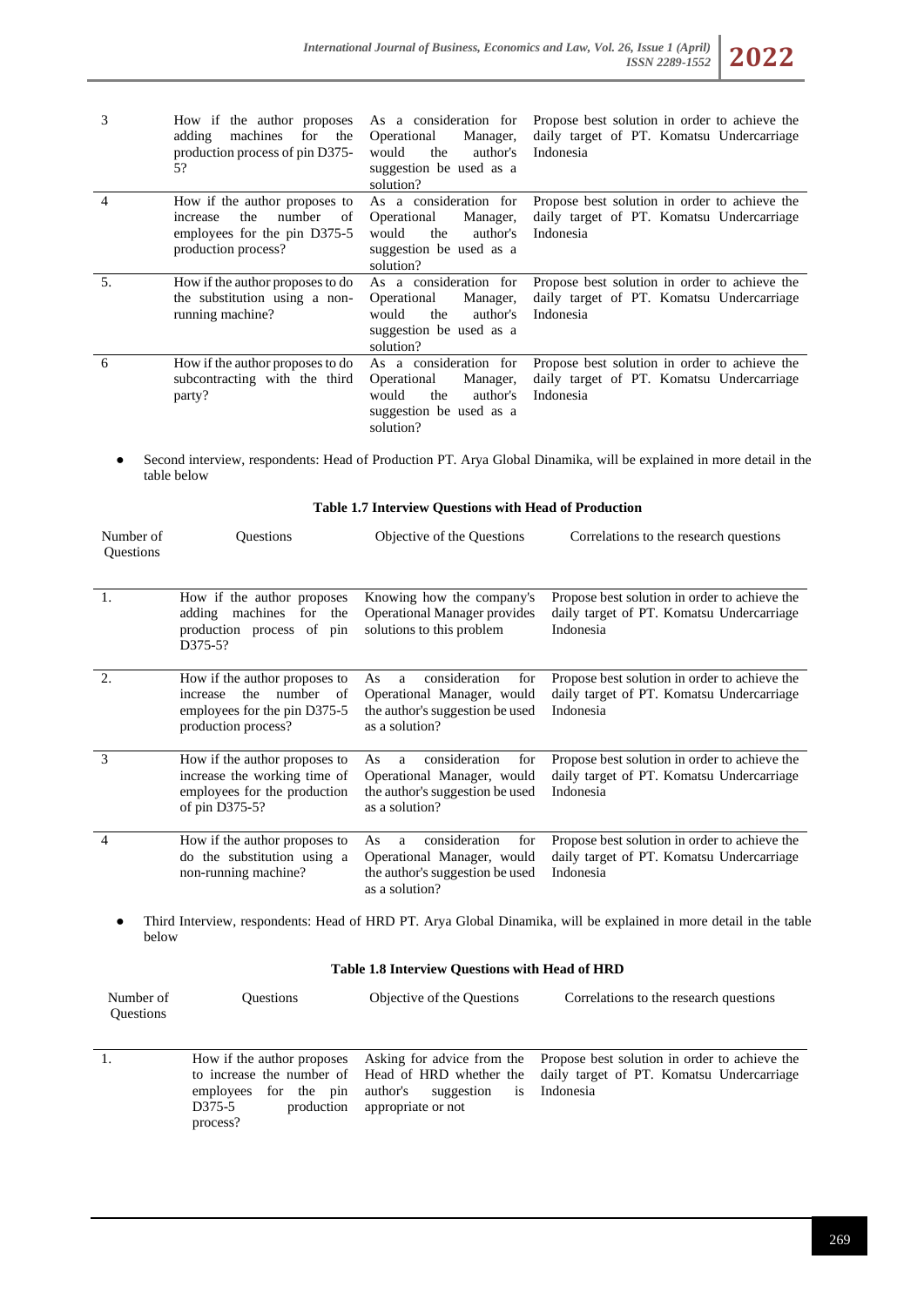| 3 | How if the author proposes adding machines for the production process of pin D375-5? | As a consideration for Operational Manager, would the author's suggestion be used as a solution? | Propose best solution in order to achieve the daily target of PT. Komatsu Undercarriage Indonesia |
|---|---|---|---|
| 4 | How if the author proposes to increase the number of employees for the pin D375-5 production process? | As a consideration for Operational Manager, would the author's suggestion be used as a solution? | Propose best solution in order to achieve the daily target of PT. Komatsu Undercarriage Indonesia |
| 5. | How if the author proposes to do the substitution using a non-running machine? | As a consideration for Operational Manager, would the author's suggestion be used as a solution? | Propose best solution in order to achieve the daily target of PT. Komatsu Undercarriage Indonesia |
| 6 | How if the author proposes to do subcontracting with the third party? | As a consideration for Operational Manager, would the author's suggestion be used as a solution? | Propose best solution in order to achieve the daily target of PT. Komatsu Undercarriage Indonesia |

- Second interview, respondents: Head of Production PT. Arya Global Dinamika, will be explained in more detail in the table below

**Table 1.7 Interview Questions with Head of Production**

| Number of Questions | Questions | Objective of the Questions | Correlations to the research questions |
|---|---|---|---|
| 1. | How if the author proposes adding machines for the production process of pin D375-5? | Knowing how the company's Operational Manager provides solutions to this problem | Propose best solution in order to achieve the daily target of PT. Komatsu Undercarriage Indonesia |
| 2. | How if the author proposes to increase the number of employees for the pin D375-5 production process? | As a consideration for Operational Manager, would the author's suggestion be used as a solution? | Propose best solution in order to achieve the daily target of PT. Komatsu Undercarriage Indonesia |
| 3 | How if the author proposes to increase the working time of employees for the production of pin D375-5? | As a consideration for Operational Manager, would the author's suggestion be used as a solution? | Propose best solution in order to achieve the daily target of PT. Komatsu Undercarriage Indonesia |
| 4 | How if the author proposes to do the substitution using a non-running machine? | As a consideration for Operational Manager, would the author's suggestion be used as a solution? | Propose best solution in order to achieve the daily target of PT. Komatsu Undercarriage Indonesia |

- Third Interview, respondents: Head of HRD PT. Arya Global Dinamika, will be explained in more detail in the table below

**Table 1.8 Interview Questions with Head of HRD**

| Number of Questions | Questions | Objective of the Questions | Correlations to the research questions |
|---|---|---|---|
| 1. | How if the author proposes to increase the number of employees for the pin D375-5 production process? | Asking for advice from the Head of HRD whether the author's suggestion is appropriate or not | Propose best solution in order to achieve the daily target of PT. Komatsu Undercarriage Indonesia |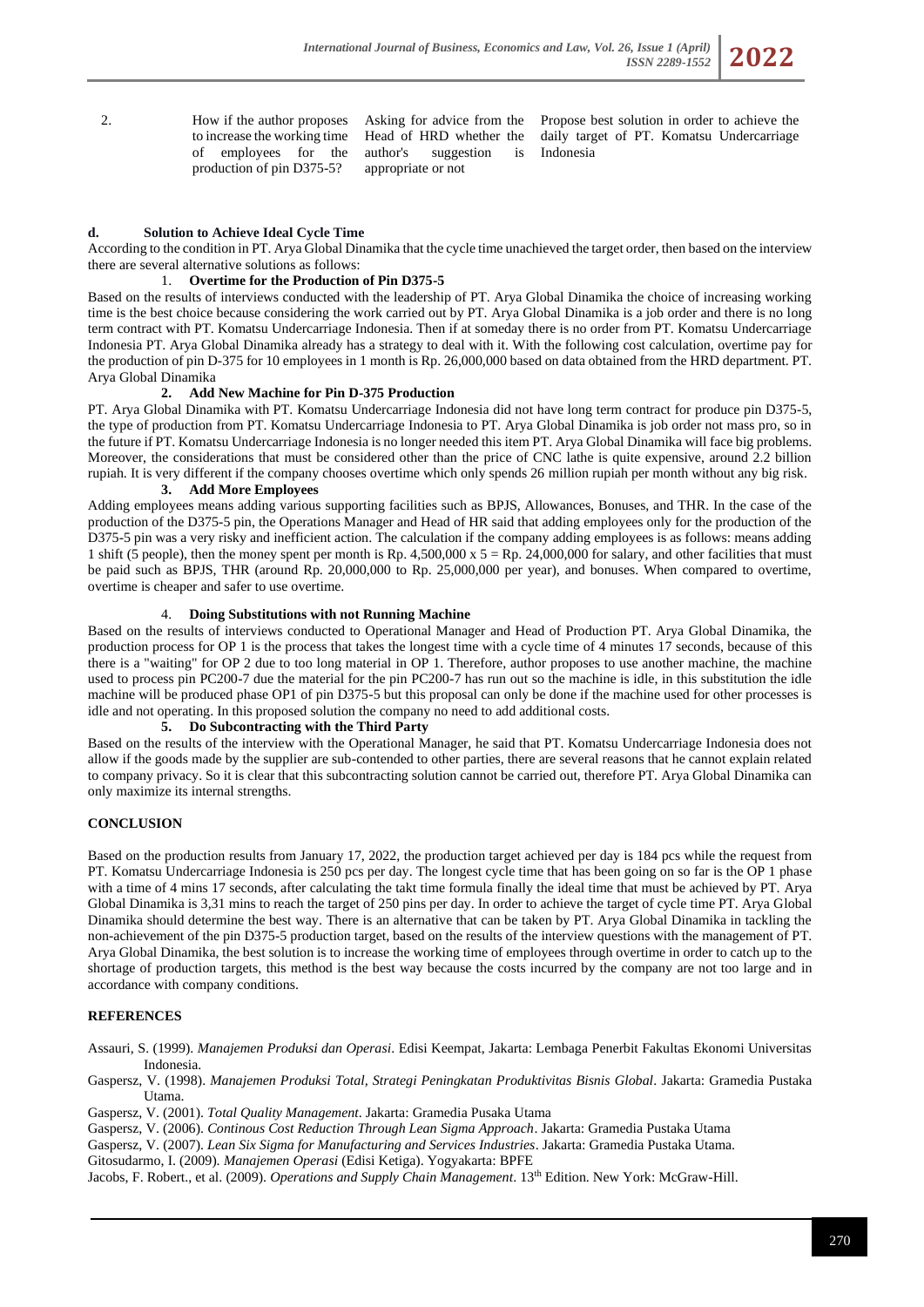| 2. | How if the author proposes to increase the working time of employees for the production of pin D375-5? | Asking for advice from the Head of HRD whether the author's suggestion is appropriate or not | Propose best solution in order to achieve the daily target of PT. Komatsu Undercarriage Indonesia |
|---|---|---|---|

**d. Solution to Achieve Ideal Cycle Time**

According to the condition in PT. Arya Global Dinamika that the cycle time unachieved the target order, then based on the interview there are several alternative solutions as follows:

1. **Overtime for the Production of Pin D375-5**

Based on the results of interviews conducted with the leadership of PT. Arya Global Dinamika the choice of increasing working time is the best choice because considering the work carried out by PT. Arya Global Dinamika is a job order and there is no long term contract with PT. Komatsu Undercarriage Indonesia. Then if at someday there is no order from PT. Komatsu Undercarriage Indonesia PT. Arya Global Dinamika already has a strategy to deal with it. With the following cost calculation, overtime pay for the production of pin D-375 for 10 employees in 1 month is Rp. 26,000,000 based on data obtained from the HRD department. PT. Arya Global Dinamika

2. **Add New Machine for Pin D-375 Production**

PT. Arya Global Dinamika with PT. Komatsu Undercarriage Indonesia did not have long term contract for produce pin D375-5, the type of production from PT. Komatsu Undercarriage Indonesia to PT. Arya Global Dinamika is job order not mass pro, so in the future if PT. Komatsu Undercarriage Indonesia is no longer needed this item PT. Arya Global Dinamika will face big problems. Moreover, the considerations that must be considered other than the price of CNC lathe is quite expensive, around 2.2 billion rupiah. It is very different if the company chooses overtime which only spends 26 million rupiah per month without any big risk.

3. **Add More Employees**

Adding employees means adding various supporting facilities such as BPJS, Allowances, Bonuses, and THR. In the case of the production of the D375-5 pin, the Operations Manager and Head of HR said that adding employees only for the production of the D375-5 pin was a very risky and inefficient action. The calculation if the company adding employees is as follows: means adding 1 shift (5 people), then the money spent per month is Rp. 4,500,000 x 5 = Rp. 24,000,000 for salary, and other facilities that must be paid such as BPJS, THR (around Rp. 20,000,000 to Rp. 25,000,000 per year), and bonuses. When compared to overtime, overtime is cheaper and safer to use overtime.

4. **Doing Substitutions with not Running Machine**

Based on the results of interviews conducted to Operational Manager and Head of Production PT. Arya Global Dinamika, the production process for OP 1 is the process that takes the longest time with a cycle time of 4 minutes 17 seconds, because of this there is a "waiting" for OP 2 due to too long material in OP 1. Therefore, author proposes to use another machine, the machine used to process pin PC200-7 due the material for the pin PC200-7 has run out so the machine is idle, in this substitution the idle machine will be produced phase OP1 of pin D375-5 but this proposal can only be done if the machine used for other processes is idle and not operating. In this proposed solution the company no need to add additional costs.

5. **Do Subcontracting with the Third Party**

Based on the results of the interview with the Operational Manager, he said that PT. Komatsu Undercarriage Indonesia does not allow if the goods made by the supplier are sub-contended to other parties, there are several reasons that he cannot explain related to company privacy. So it is clear that this subcontracting solution cannot be carried out, therefore PT. Arya Global Dinamika can only maximize its internal strengths.

## CONCLUSION

Based on the production results from January 17, 2022, the production target achieved per day is 184 pcs while the request from PT. Komatsu Undercarriage Indonesia is 250 pcs per day. The longest cycle time that has been going on so far is the OP 1 phase with a time of 4 mins 17 seconds, after calculating the takt time formula finally the ideal time that must be achieved by PT. Arya Global Dinamika is 3,31 mins to reach the target of 250 pins per day. In order to achieve the target of cycle time PT. Arya Global Dinamika should determine the best way. There is an alternative that can be taken by PT. Arya Global Dinamika in tackling the non-achievement of the pin D375-5 production target, based on the results of the interview questions with the management of PT. Arya Global Dinamika, the best solution is to increase the working time of employees through overtime in order to catch up to the shortage of production targets, this method is the best way because the costs incurred by the company are not too large and in accordance with company conditions.

## REFERENCES

Assauri, S. (1999). *Manajemen Produksi dan Operasi*. Edisi Keempat, Jakarta: Lembaga Penerbit Fakultas Ekonomi Universitas Indonesia.

Gaspersz, V. (1998). *Manajemen Produksi Total, Strategi Peningkatan Produktivitas Bisnis Global*. Jakarta: Gramedia Pustaka Utama.

Gaspersz, V. (2001). *Total Quality Management*. Jakarta: Gramedia Pusaka Utama

Gaspersz, V. (2006). *Continous Cost Reduction Through Lean Sigma Approach*. Jakarta: Gramedia Pustaka Utama

Gaspersz, V. (2007). *Lean Six Sigma for Manufacturing and Services Industries*. Jakarta: Gramedia Pustaka Utama.

Gitosudarmo, I. (2009). *Manajemen Operasi* (Edisi Ketiga). Yogyakarta: BPFE

Jacobs, F. Robert., et al. (2009). *Operations and Supply Chain Management*. 13th Edition. New York: McGraw-Hill.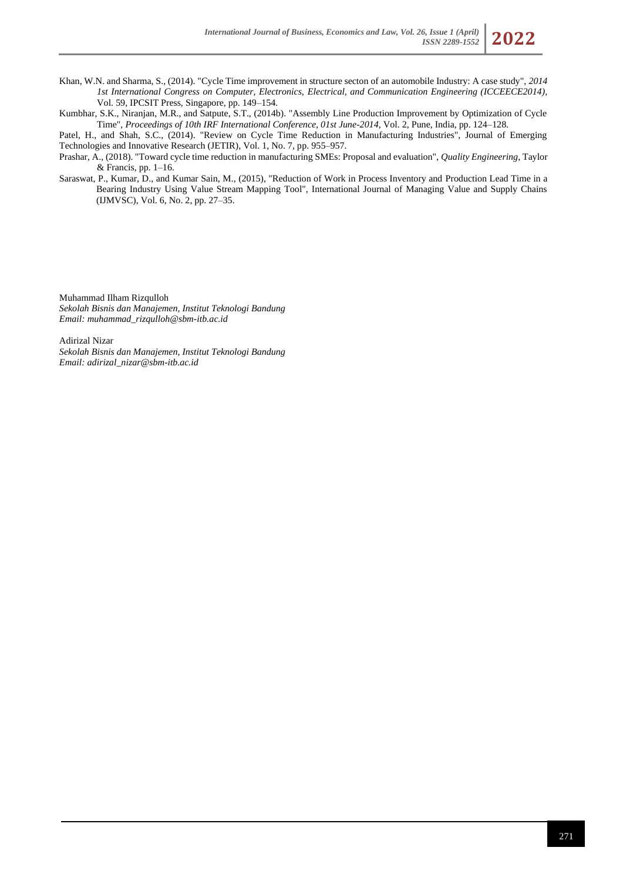Khan, W.N. and Sharma, S., (2014). "Cycle Time improvement in structure secton of an automobile Industry: A case study", *2014 1st International Congress on Computer, Electronics, Electrical, and Communication Engineering (ICCEECE2014)*, Vol. 59, IPCSIT Press, Singapore, pp. 149–154.

Kumbhar, S.K., Niranjan, M.R., and Satpute, S.T., (2014b). "Assembly Line Production Improvement by Optimization of Cycle Time", *Proceedings of 10th IRF International Conference, 01st June-2014*, Vol. 2, Pune, India, pp. 124–128.

Patel, H., and Shah, S.C., (2014). "Review on Cycle Time Reduction in Manufacturing Industries", Journal of Emerging Technologies and Innovative Research (JETIR), Vol. 1, No. 7, pp. 955–957.

Prashar, A., (2018). "Toward cycle time reduction in manufacturing SMEs: Proposal and evaluation", *Quality Engineering*, Taylor & Francis, pp. 1–16.

Saraswat, P., Kumar, D., and Kumar Sain, M., (2015), "Reduction of Work in Process Inventory and Production Lead Time in a Bearing Industry Using Value Stream Mapping Tool", International Journal of Managing Value and Supply Chains (IJMVSC), Vol. 6, No. 2, pp. 27–35.

Muhammad Ilham Rizqulloh
*Sekolah Bisnis dan Manajemen, Institut Teknologi Bandung*
*Email: muhammad_rizqulloh@sbm-itb.ac.id*

Adirizal Nizar
*Sekolah Bisnis dan Manajemen, Institut Teknologi Bandung*
*Email: adirizal_nizar@sbm-itb.ac.id*